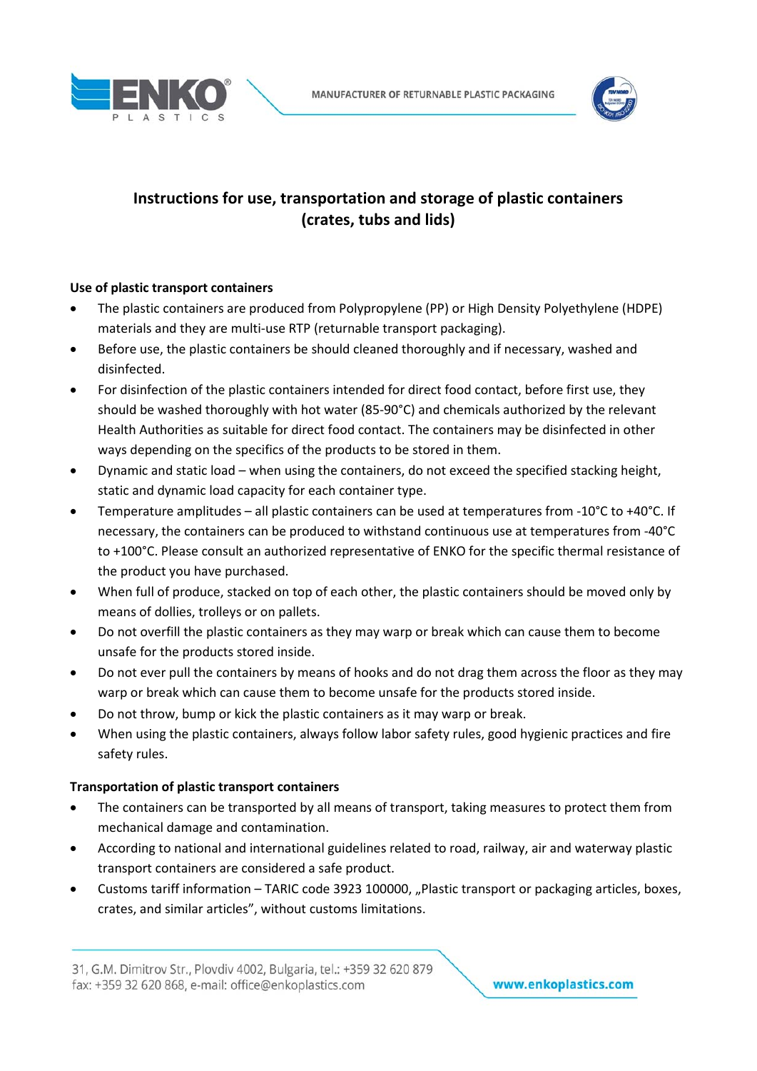# Instructions for use, transportation and storage of plastic containers (crates, tubs and lids)

## Use of plastic transport containers

- The plastic containers are produced from Polypropylene (PP) or High Density Polyethylene (HDPE) materials and they are multi-use RTP (returnable transport packaging).
- Before use, the plastic containers be should cleaned thoroughly and if necessary, washed and disinfected.
- For disinfection of the plastic containers intended for direct food contact, before first use, they should be washed thoroughly with hot water (85-90°C) and chemicals authorized by the relevant Health Authorities as suitable for direct food contact. The containers may be disinfected in other ways depending on the specifics of the products to be stored in them.
- Dynamic and static load – when using the containers, do not exceed the specified stacking height, static and dynamic load capacity for each container type.
- Temperature amplitudes – all plastic containers can be used at temperatures from -10°C to +40°C. If necessary, the containers can be produced to withstand continuous use at temperatures from -40°C to +100°C. Please consult an authorized representative of ENKO for the specific thermal resistance of the product you have purchased.
- When full of produce, stacked on top of each other, the plastic containers should be moved only by means of dollies, trolleys or on pallets.
- Do not overfill the plastic containers as they may warp or break which can cause them to become unsafe for the products stored inside.
- Do not ever pull the containers by means of hooks and do not drag them across the floor as they may warp or break which can cause them to become unsafe for the products stored inside.
- Do not throw, bump or kick the plastic containers as it may warp or break.
- When using the plastic containers, always follow labor safety rules, good hygienic practices and fire safety rules.

## Transportation of plastic transport containers

- The containers can be transported by all means of transport, taking measures to protect them from mechanical damage and contamination.
- According to national and international guidelines related to road, railway, air and waterway plastic transport containers are considered a safe product.
- Customs tariff information – TARIC code 3923 100000, „Plastic transport or packaging articles, boxes, crates, and similar articles", without customs limitations.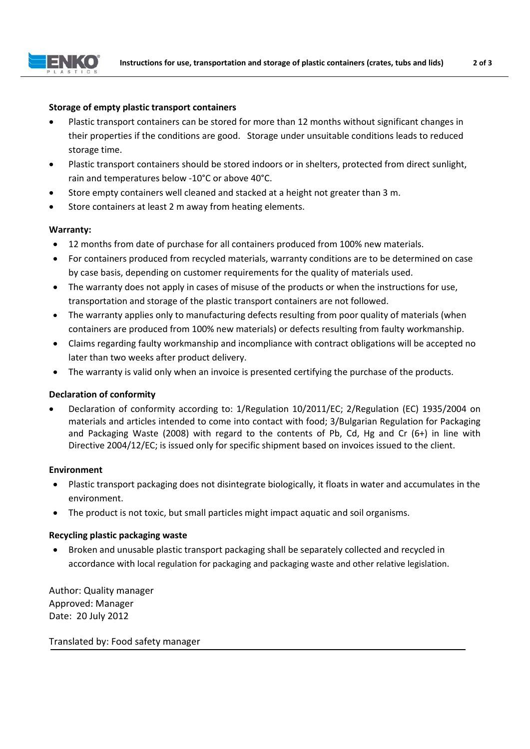**Storage of empty plastic transport containers**

- Plastic transport containers can be stored for more than 12 months without significant changes in their properties if the conditions are good. Storage under unsuitable conditions leads to reduced storage time.
- Plastic transport containers should be stored indoors or in shelters, protected from direct sunlight, rain and temperatures below -10°C or above 40°C.
- Store empty containers well cleaned and stacked at a height not greater than 3 m.
- Store containers at least 2 m away from heating elements.

**Warranty:**

- 12 months from date of purchase for all containers produced from 100% new materials.
- For containers produced from recycled materials, warranty conditions are to be determined on case by case basis, depending on customer requirements for the quality of materials used.
- The warranty does not apply in cases of misuse of the products or when the instructions for use, transportation and storage of the plastic transport containers are not followed.
- The warranty applies only to manufacturing defects resulting from poor quality of materials (when containers are produced from 100% new materials) or defects resulting from faulty workmanship.
- Claims regarding faulty workmanship and incompliance with contract obligations will be accepted no later than two weeks after product delivery.
- The warranty is valid only when an invoice is presented certifying the purchase of the products.

**Declaration of conformity**

- Declaration of conformity according to: 1/Regulation 10/2011/EC; 2/Regulation (EC) 1935/2004 on materials and articles intended to come into contact with food; 3/Bulgarian Regulation for Packaging and Packaging Waste (2008) with regard to the contents of Pb, Cd, Hg and Cr (6+) in line with Directive 2004/12/EC; is issued only for specific shipment based on invoices issued to the client.

**Environment**

- Plastic transport packaging does not disintegrate biologically, it floats in water and accumulates in the environment.
- The product is not toxic, but small particles might impact aquatic and soil organisms.

**Recycling plastic packaging waste**

- Broken and unusable plastic transport packaging shall be separately collected and recycled in accordance with local regulation for packaging and packaging waste and other relative legislation.

Author: Quality manager
Approved: Manager
Date: 20 July 2012

Translated by: Food safety manager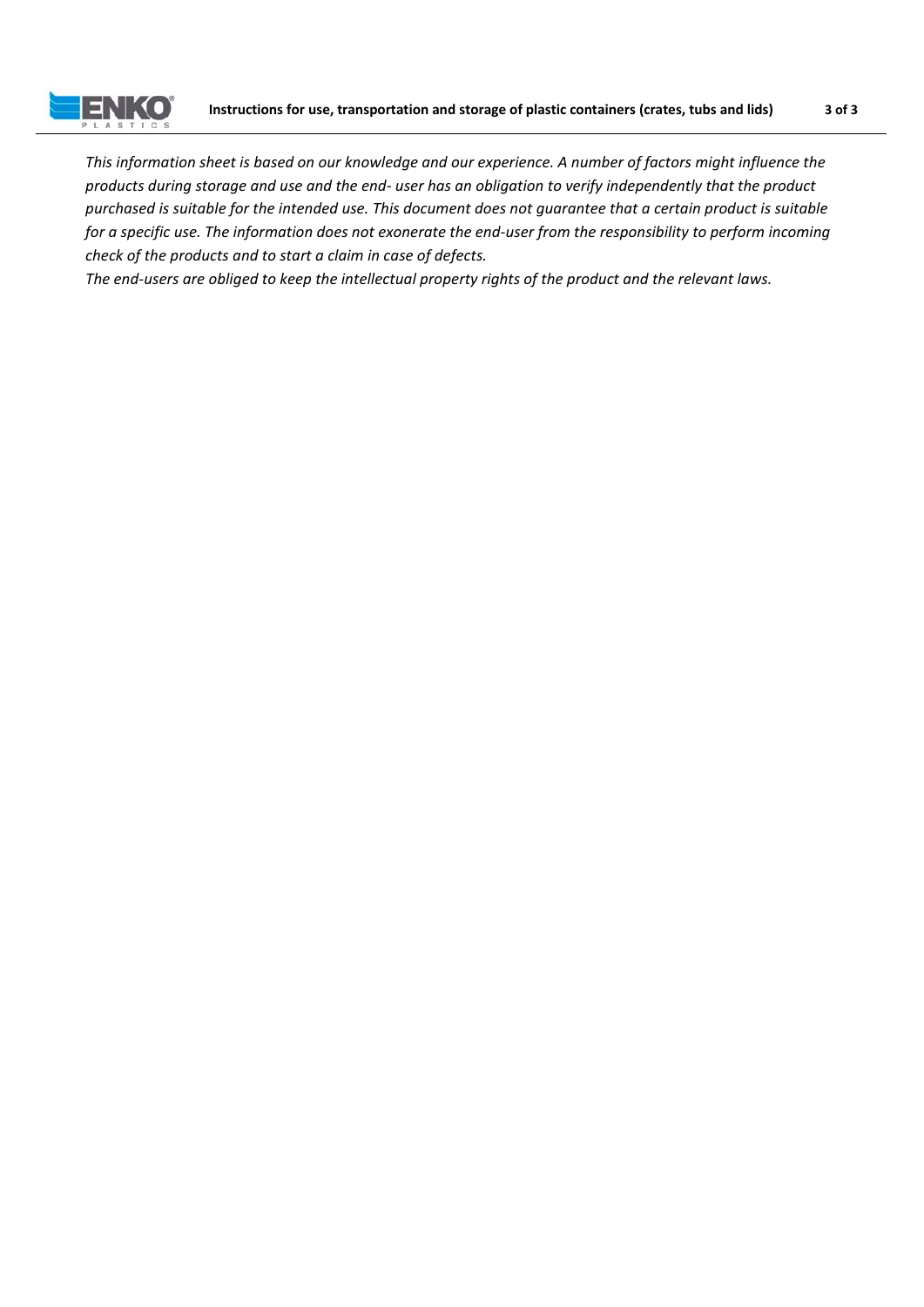*This information sheet is based on our knowledge and our experience. A number of factors might influence the products during storage and use and the end- user has an obligation to verify independently that the product purchased is suitable for the intended use. This document does not guarantee that a certain product is suitable for a specific use. The information does not exonerate the end-user from the responsibility to perform incoming check of the products and to start a claim in case of defects.*

*The end-users are obliged to keep the intellectual property rights of the product and the relevant laws.*